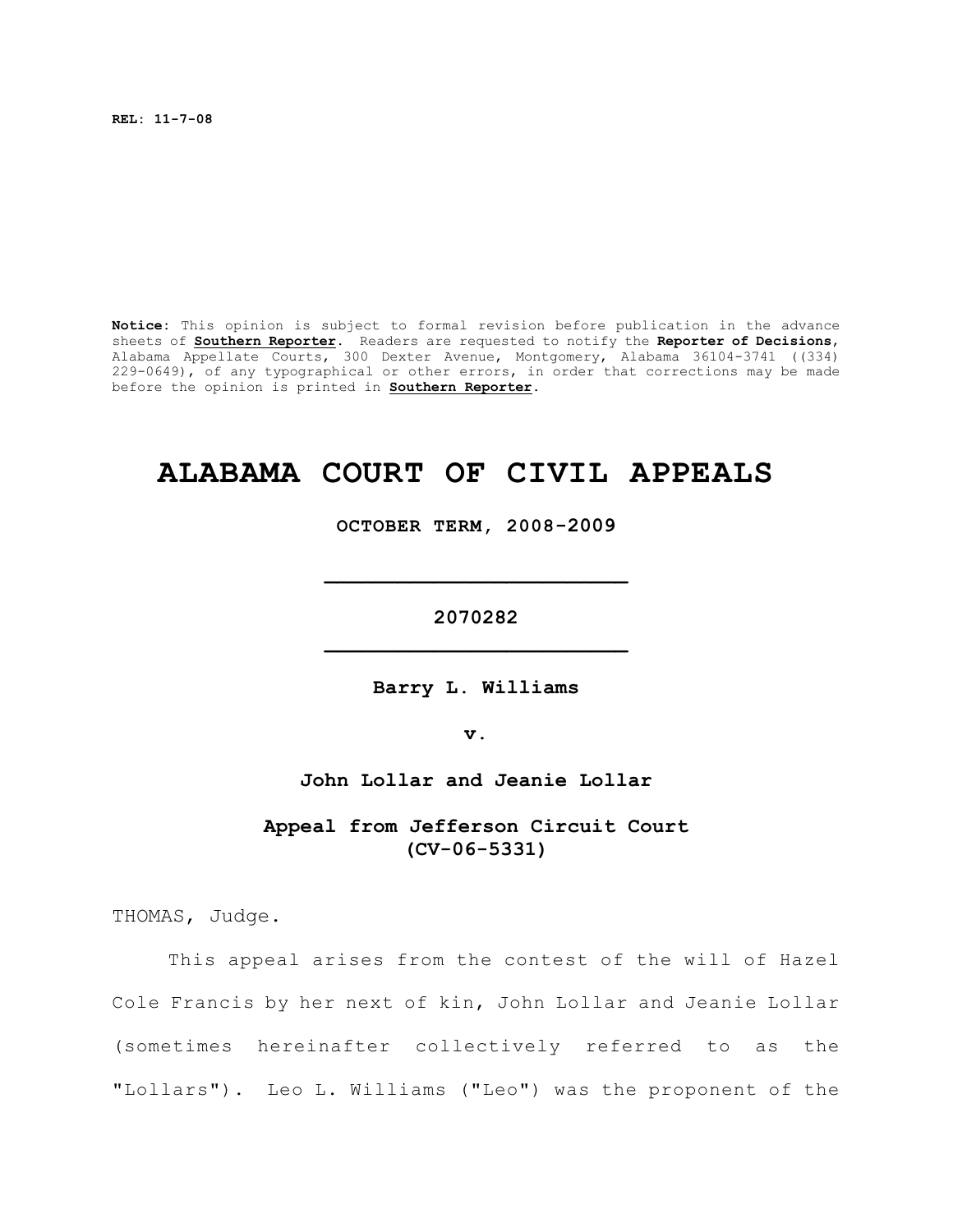**REL: 11-7-08**

**Notice**: This opinion is subject to formal revision before publication in the advance sheets of **Southern Reporter**. Readers are requested to notify the **Reporter of Decisions**, Alabama Appellate Courts, 300 Dexter Avenue, Montgomery, Alabama 36104-3741 ((334) 229-0649), of any typographical or other errors, in order that corrections may be made before the opinion is printed in **Southern Reporter**.

# ALABAMA COURT OF CIVIL APPEALS

**OCTOBER TERM, 2008-2009**

---

**2070282**

---

**Barry L. Williams**

**v.**

**John Lollar and Jeanie Lollar**

**Appeal from Jefferson Circuit Court**
**(CV-06-5331)**

THOMAS, Judge.

This appeal arises from the contest of the will of Hazel Cole Francis by her next of kin, John Lollar and Jeanie Lollar (sometimes hereinafter collectively referred to as the "Lollars"). Leo L. Williams ("Leo") was the proponent of the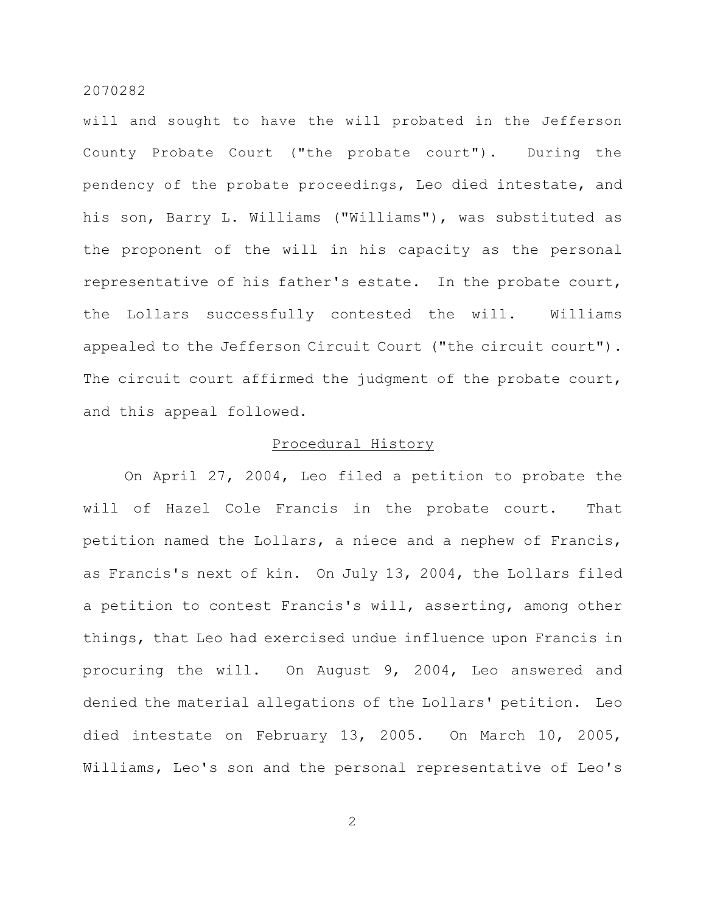will and sought to have the will probated in the Jefferson County Probate Court ("the probate court"). During the pendency of the probate proceedings, Leo died intestate, and his son, Barry L. Williams ("Williams"), was substituted as the proponent of the will in his capacity as the personal representative of his father's estate. In the probate court, the Lollars successfully contested the will. Williams appealed to the Jefferson Circuit Court ("the circuit court"). The circuit court affirmed the judgment of the probate court, and this appeal followed.

## Procedural History

On April 27, 2004, Leo filed a petition to probate the will of Hazel Cole Francis in the probate court. That petition named the Lollars, a niece and a nephew of Francis, as Francis's next of kin. On July 13, 2004, the Lollars filed a petition to contest Francis's will, asserting, among other things, that Leo had exercised undue influence upon Francis in procuring the will. On August 9, 2004, Leo answered and denied the material allegations of the Lollars' petition. Leo died intestate on February 13, 2005. On March 10, 2005, Williams, Leo's son and the personal representative of Leo's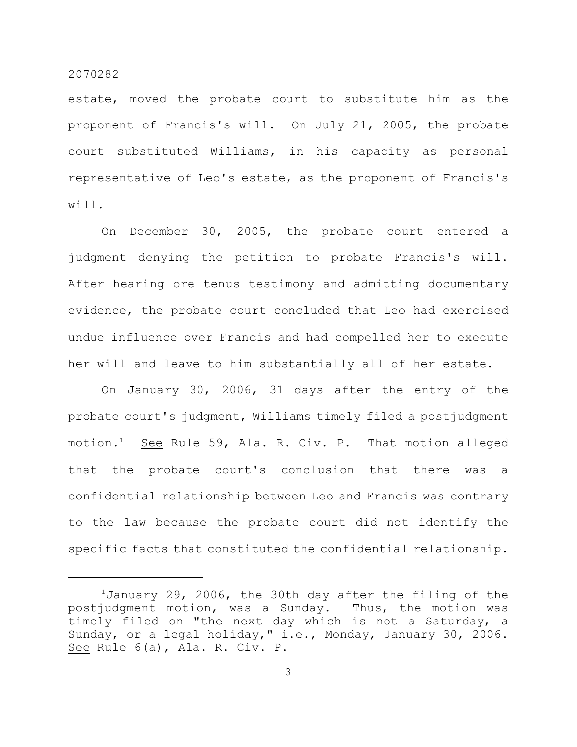estate, moved the probate court to substitute him as the proponent of Francis's will. On July 21, 2005, the probate court substituted Williams, in his capacity as personal representative of Leo's estate, as the proponent of Francis's will.

On December 30, 2005, the probate court entered a judgment denying the petition to probate Francis's will. After hearing ore tenus testimony and admitting documentary evidence, the probate court concluded that Leo had exercised undue influence over Francis and had compelled her to execute her will and leave to him substantially all of her estate.

On January 30, 2006, 31 days after the entry of the probate court's judgment, Williams timely filed a postjudgment motion.[1] See Rule 59, Ala. R. Civ. P. That motion alleged that the probate court's conclusion that there was a confidential relationship between Leo and Francis was contrary to the law because the probate court did not identify the specific facts that constituted the confidential relationship.

---

[1] January 29, 2006, the 30th day after the filing of the postjudgment motion, was a Sunday. Thus, the motion was timely filed on "the next day which is not a Saturday, a Sunday, or a legal holiday," i.e., Monday, January 30, 2006. See Rule 6(a), Ala. R. Civ. P.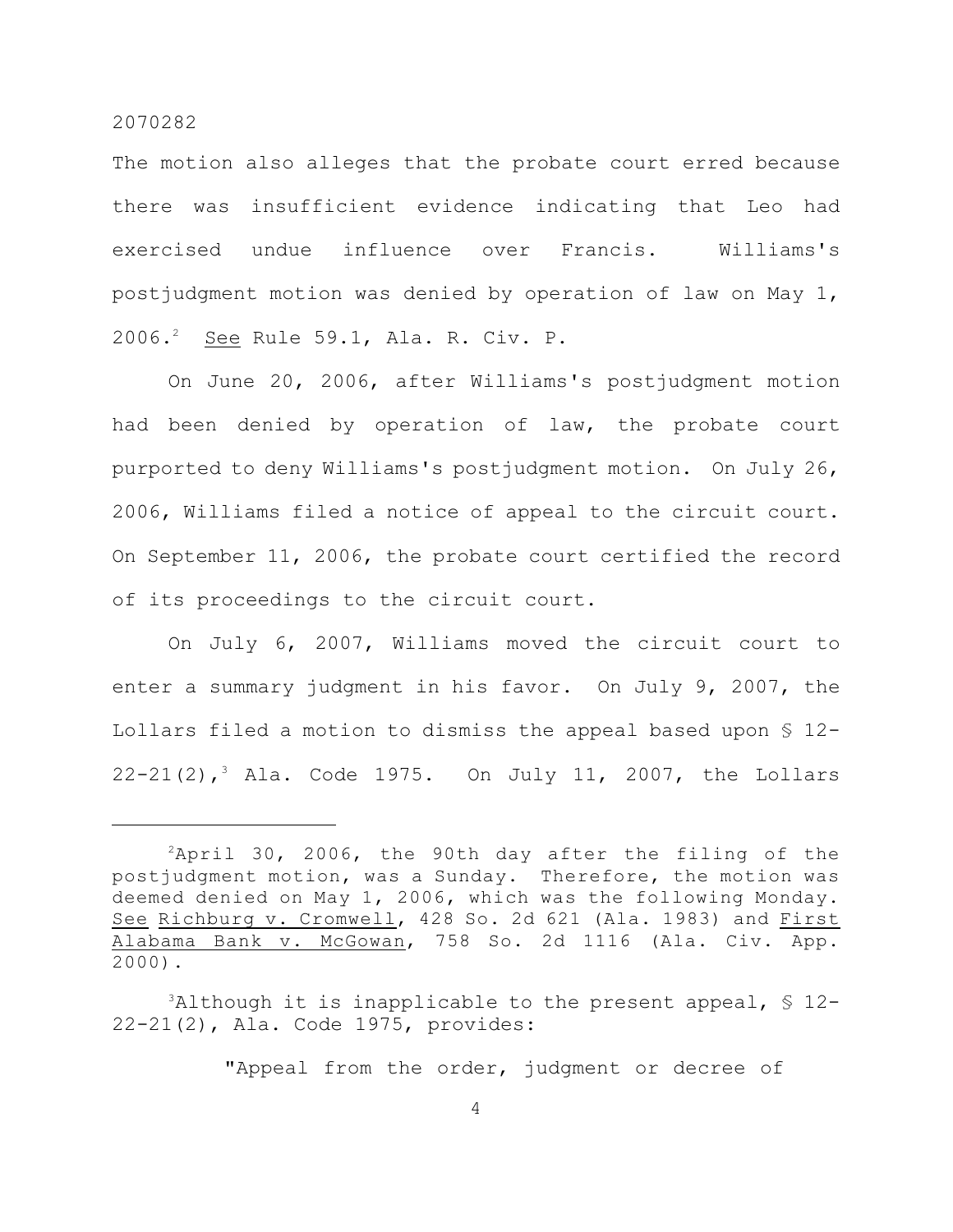The motion also alleges that the probate court erred because there was insufficient evidence indicating that Leo had exercised undue influence over Francis. Williams's postjudgment motion was denied by operation of law on May 1, 2006.[2] See Rule 59.1, Ala. R. Civ. P.

On June 20, 2006, after Williams's postjudgment motion had been denied by operation of law, the probate court purported to deny Williams's postjudgment motion. On July 26, 2006, Williams filed a notice of appeal to the circuit court. On September 11, 2006, the probate court certified the record of its proceedings to the circuit court.

On July 6, 2007, Williams moved the circuit court to enter a summary judgment in his favor. On July 9, 2007, the Lollars filed a motion to dismiss the appeal based upon § 12-22-21(2),[3] Ala. Code 1975. On July 11, 2007, the Lollars

---

[2]April 30, 2006, the 90th day after the filing of the postjudgment motion, was a Sunday. Therefore, the motion was deemed denied on May 1, 2006, which was the following Monday. See Richburg v. Cromwell, 428 So. 2d 621 (Ala. 1983) and First Alabama Bank v. McGowan, 758 So. 2d 1116 (Ala. Civ. App. 2000).

[3]Although it is inapplicable to the present appeal, § 12-22-21(2), Ala. Code 1975, provides:

> "Appeal from the order, judgment or decree of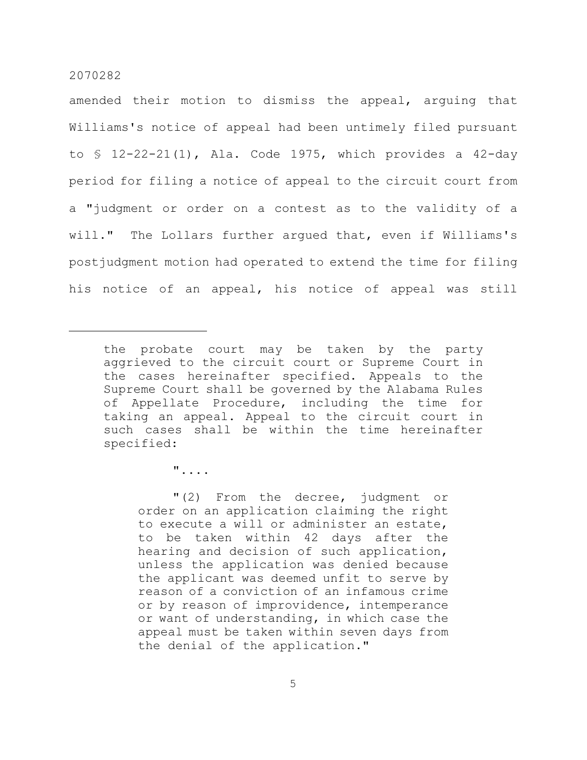amended their motion to dismiss the appeal, arguing that Williams's notice of appeal had been untimely filed pursuant to § 12-22-21(1), Ala. Code 1975, which provides a 42-day period for filing a notice of appeal to the circuit court from a "judgment or order on a contest as to the validity of a will." The Lollars further argued that, even if Williams's postjudgment motion had operated to extend the time for filing his notice of an appeal, his notice of appeal was still

---

> the probate court may be taken by the party aggrieved to the circuit court or Supreme Court in the cases hereinafter specified. Appeals to the Supreme Court shall be governed by the Alabama Rules of Appellate Procedure, including the time for taking an appeal. Appeal to the circuit court in such cases shall be within the time hereinafter specified:
>
> "....
>
> > "(2) From the decree, judgment or order on an application claiming the right to execute a will or administer an estate, to be taken within 42 days after the hearing and decision of such application, unless the application was denied because the applicant was deemed unfit to serve by reason of a conviction of an infamous crime or by reason of improvidence, intemperance or want of understanding, in which case the appeal must be taken within seven days from the denial of the application."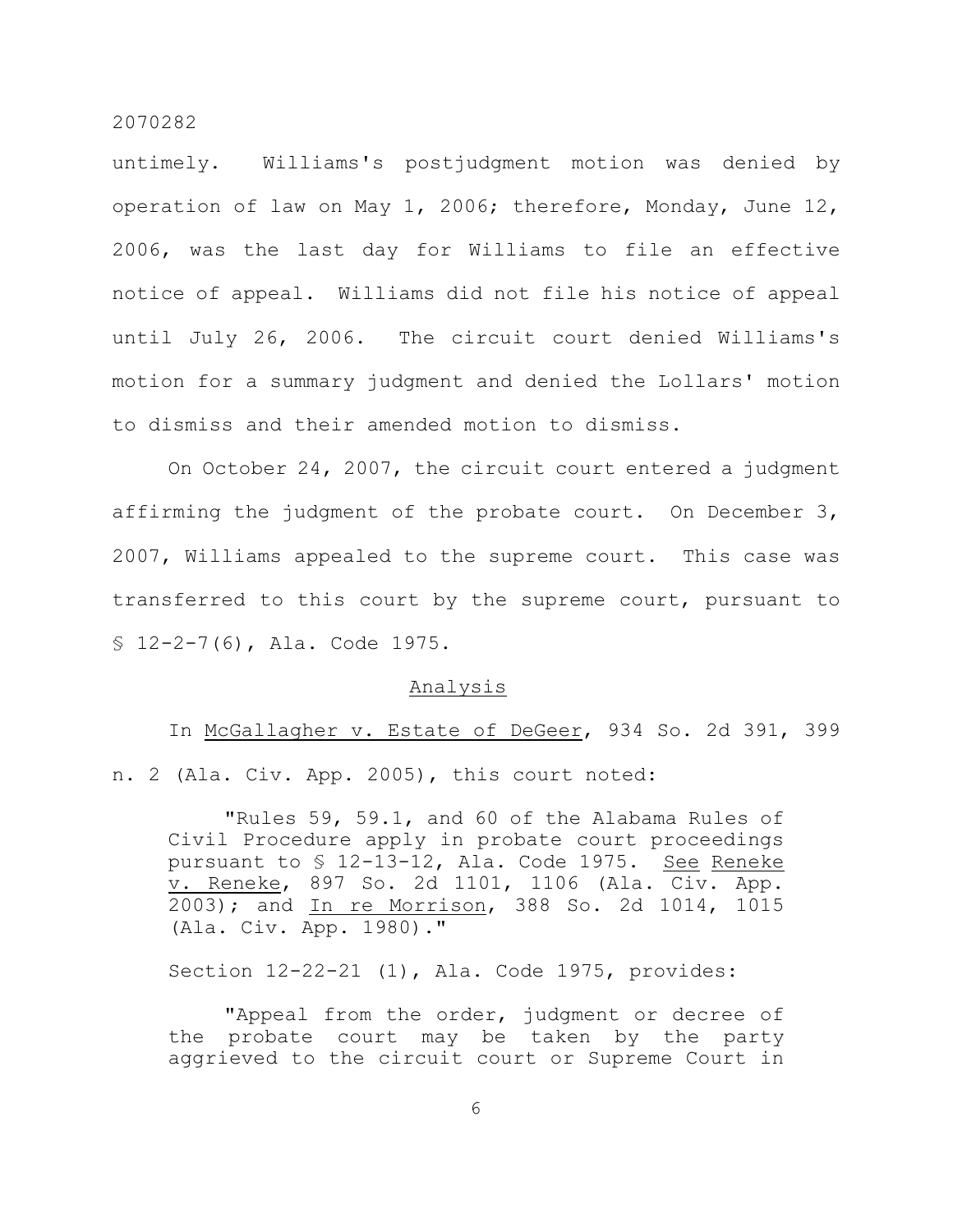untimely. Williams's postjudgment motion was denied by operation of law on May 1, 2006; therefore, Monday, June 12, 2006, was the last day for Williams to file an effective notice of appeal. Williams did not file his notice of appeal until July 26, 2006. The circuit court denied Williams's motion for a summary judgment and denied the Lollars' motion to dismiss and their amended motion to dismiss.

On October 24, 2007, the circuit court entered a judgment affirming the judgment of the probate court. On December 3, 2007, Williams appealed to the supreme court. This case was transferred to this court by the supreme court, pursuant to § 12-2-7(6), Ala. Code 1975.

## Analysis

In McGallagher v. Estate of DeGeer, 934 So. 2d 391, 399 n. 2 (Ala. Civ. App. 2005), this court noted:

> "Rules 59, 59.1, and 60 of the Alabama Rules of Civil Procedure apply in probate court proceedings pursuant to § 12-13-12, Ala. Code 1975. See Reneke v. Reneke, 897 So. 2d 1101, 1106 (Ala. Civ. App. 2003); and In re Morrison, 388 So. 2d 1014, 1015 (Ala. Civ. App. 1980)."

Section 12-22-21 (1), Ala. Code 1975, provides:

> "Appeal from the order, judgment or decree of the probate court may be taken by the party aggrieved to the circuit court or Supreme Court in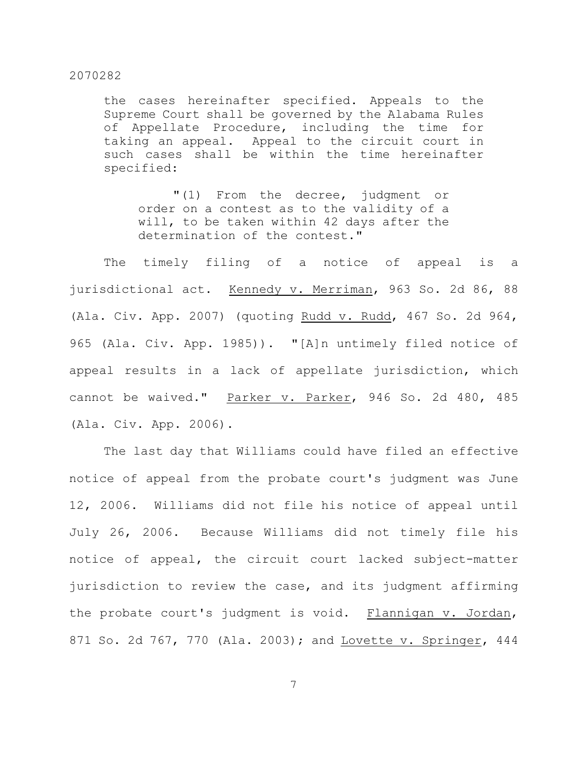> the cases hereinafter specified. Appeals to the Supreme Court shall be governed by the Alabama Rules of Appellate Procedure, including the time for taking an appeal. Appeal to the circuit court in such cases shall be within the time hereinafter specified:
>
> > "(1) From the decree, judgment or order on a contest as to the validity of a will, to be taken within 42 days after the determination of the contest."

The timely filing of a notice of appeal is a jurisdictional act. Kennedy v. Merriman, 963 So. 2d 86, 88 (Ala. Civ. App. 2007) (quoting Rudd v. Rudd, 467 So. 2d 964, 965 (Ala. Civ. App. 1985)). "[A]n untimely filed notice of appeal results in a lack of appellate jurisdiction, which cannot be waived." Parker v. Parker, 946 So. 2d 480, 485 (Ala. Civ. App. 2006).

The last day that Williams could have filed an effective notice of appeal from the probate court's judgment was June 12, 2006. Williams did not file his notice of appeal until July 26, 2006. Because Williams did not timely file his notice of appeal, the circuit court lacked subject-matter jurisdiction to review the case, and its judgment affirming the probate court's judgment is void. Flannigan v. Jordan, 871 So. 2d 767, 770 (Ala. 2003); and Lovette v. Springer, 444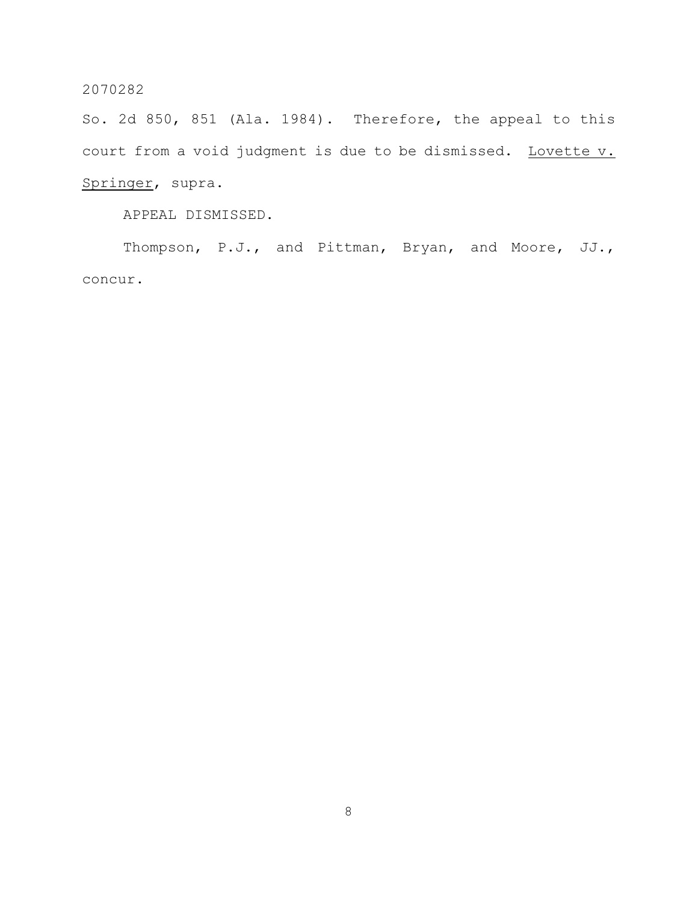So. 2d 850, 851 (Ala. 1984). Therefore, the appeal to this court from a void judgment is due to be dismissed. Lovette v. Springer, supra.

APPEAL DISMISSED.

Thompson, P.J., and Pittman, Bryan, and Moore, JJ., concur.